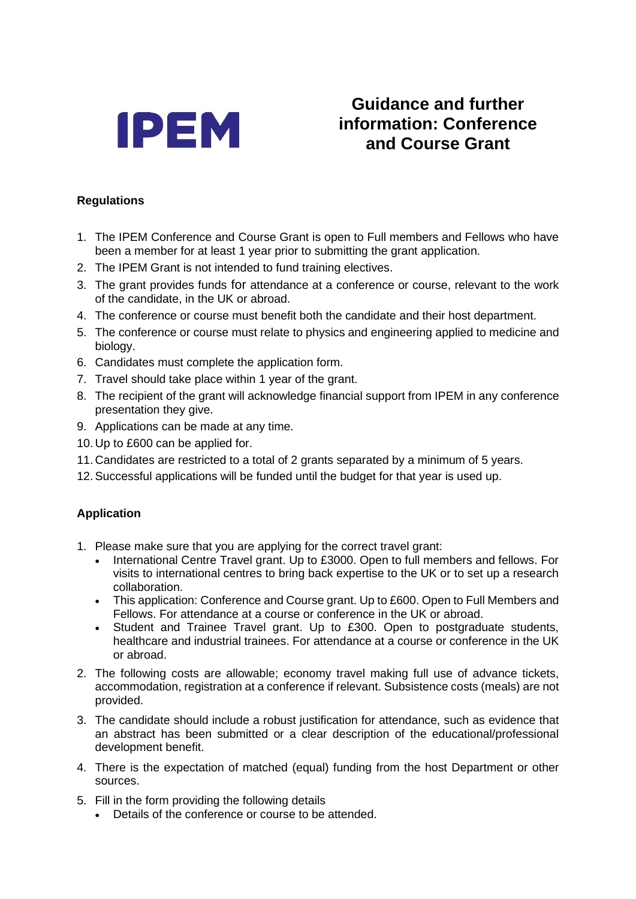IPEM

# Guidance and further information: Conference and Course Grant

**Regulations**

1. The IPEM Conference and Course Grant is open to Full members and Fellows who have been a member for at least 1 year prior to submitting the grant application.
2. The IPEM Grant is not intended to fund training electives.
3. The grant provides funds for attendance at a conference or course, relevant to the work of the candidate, in the UK or abroad.
4. The conference or course must benefit both the candidate and their host department.
5. The conference or course must relate to physics and engineering applied to medicine and biology.
6. Candidates must complete the application form.
7. Travel should take place within 1 year of the grant.
8. The recipient of the grant will acknowledge financial support from IPEM in any conference presentation they give.
9. Applications can be made at any time.
10. Up to £600 can be applied for.
11. Candidates are restricted to a total of 2 grants separated by a minimum of 5 years.
12. Successful applications will be funded until the budget for that year is used up.

**Application**

1. Please make sure that you are applying for the correct travel grant:
   - International Centre Travel grant. Up to £3000. Open to full members and fellows. For visits to international centres to bring back expertise to the UK or to set up a research collaboration.
   - This application: Conference and Course grant. Up to £600. Open to Full Members and Fellows. For attendance at a course or conference in the UK or abroad.
   - Student and Trainee Travel grant. Up to £300. Open to postgraduate students, healthcare and industrial trainees. For attendance at a course or conference in the UK or abroad.
2. The following costs are allowable; economy travel making full use of advance tickets, accommodation, registration at a conference if relevant. Subsistence costs (meals) are not provided.
3. The candidate should include a robust justification for attendance, such as evidence that an abstract has been submitted or a clear description of the educational/professional development benefit.
4. There is the expectation of matched (equal) funding from the host Department or other sources.
5. Fill in the form providing the following details
   - Details of the conference or course to be attended.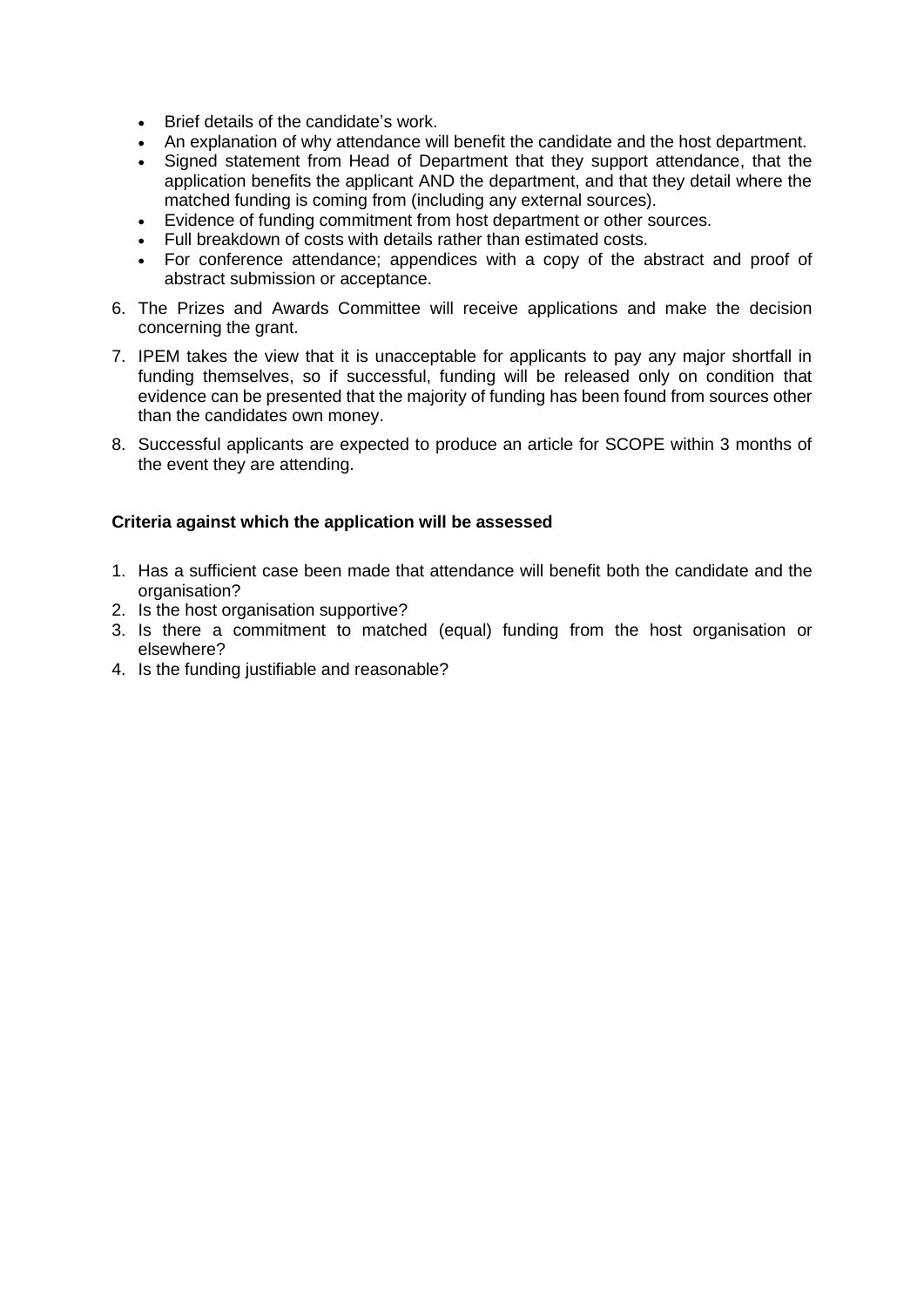- Brief details of the candidate's work.
- An explanation of why attendance will benefit the candidate and the host department.
- Signed statement from Head of Department that they support attendance, that the application benefits the applicant AND the department, and that they detail where the matched funding is coming from (including any external sources).
- Evidence of funding commitment from host department or other sources.
- Full breakdown of costs with details rather than estimated costs.
- For conference attendance; appendices with a copy of the abstract and proof of abstract submission or acceptance.

6. The Prizes and Awards Committee will receive applications and make the decision concerning the grant.
7. IPEM takes the view that it is unacceptable for applicants to pay any major shortfall in funding themselves, so if successful, funding will be released only on condition that evidence can be presented that the majority of funding has been found from sources other than the candidates own money.
8. Successful applicants are expected to produce an article for SCOPE within 3 months of the event they are attending.

**Criteria against which the application will be assessed**

1. Has a sufficient case been made that attendance will benefit both the candidate and the organisation?
2. Is the host organisation supportive?
3. Is there a commitment to matched (equal) funding from the host organisation or elsewhere?
4. Is the funding justifiable and reasonable?